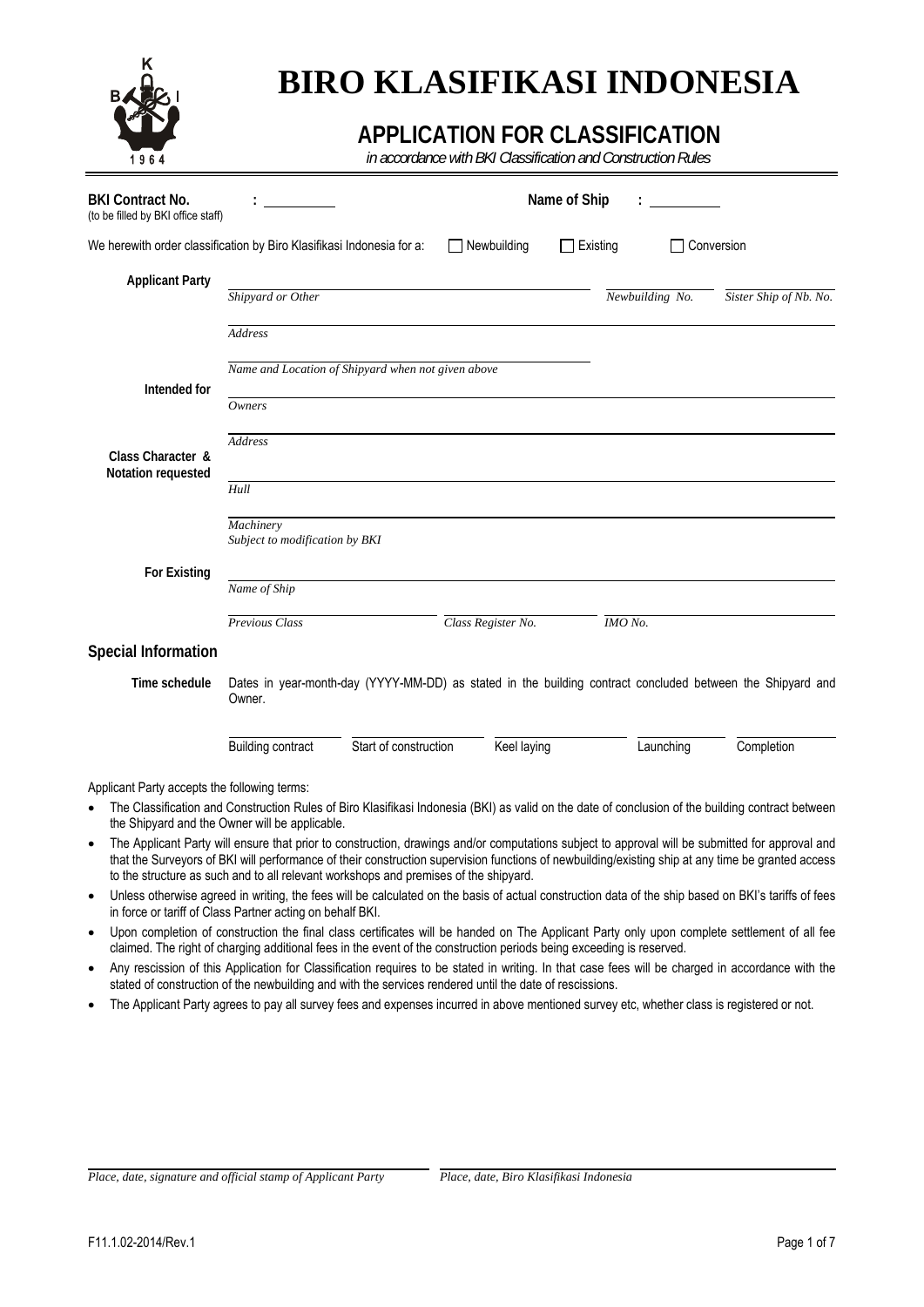# BIRO KLASIFIKASI INDONESIA

## APPLICATION FOR CLASSIFICATION

*in accordance with BKI Classification and Construction Rules*

**BKI Contract No.** : ____________ **Name of Ship** : ____________
(to be filled by BKI office staff)

We herewith order classification by Biro Klasifikasi Indonesia for a: ☐ Newbuilding ☐ Existing ☐ Conversion

**Applicant Party**

*Shipyard or Other* | *Newbuilding No.* | *Sister Ship of Nb. No.*

*Address*

*Name and Location of Shipyard when not given above*

**Intended for**

*Owners*

*Address*

**Class Character & Notation requested**

*Hull*

*Machinery*
*Subject to modification by BKI*

**For Existing**

*Name of Ship*

*Previous Class* | *Class Register No.* | *IMO No.*

## Special Information

**Time schedule** Dates in year-month-day (YYYY-MM-DD) as stated in the building contract concluded between the Shipyard and Owner.

| Building contract | Start of construction | Keel laying | Launching | Completion |
|---|---|---|---|---|
| | | | | |

Applicant Party accepts the following terms:

- The Classification and Construction Rules of Biro Klasifikasi Indonesia (BKI) as valid on the date of conclusion of the building contract between the Shipyard and the Owner will be applicable.
- The Applicant Party will ensure that prior to construction, drawings and/or computations subject to approval will be submitted for approval and that the Surveyors of BKI will performance of their construction supervision functions of newbuilding/existing ship at any time be granted access to the structure as such and to all relevant workshops and premises of the shipyard.
- Unless otherwise agreed in writing, the fees will be calculated on the basis of actual construction data of the ship based on BKI's tariffs of fees in force or tariff of Class Partner acting on behalf BKI.
- Upon completion of construction the final class certificates will be handed on The Applicant Party only upon complete settlement of all fee claimed. The right of charging additional fees in the event of the construction periods being exceeding is reserved.
- Any rescission of this Application for Classification requires to be stated in writing. In that case fees will be charged in accordance with the stated of construction of the newbuilding and with the services rendered until the date of rescissions.
- The Applicant Party agrees to pay all survey fees and expenses incurred in above mentioned survey etc, whether class is registered or not.

*Place, date, signature and official stamp of Applicant Party* | *Place, date, Biro Klasifikasi Indonesia*

F11.1.02-2014/Rev.1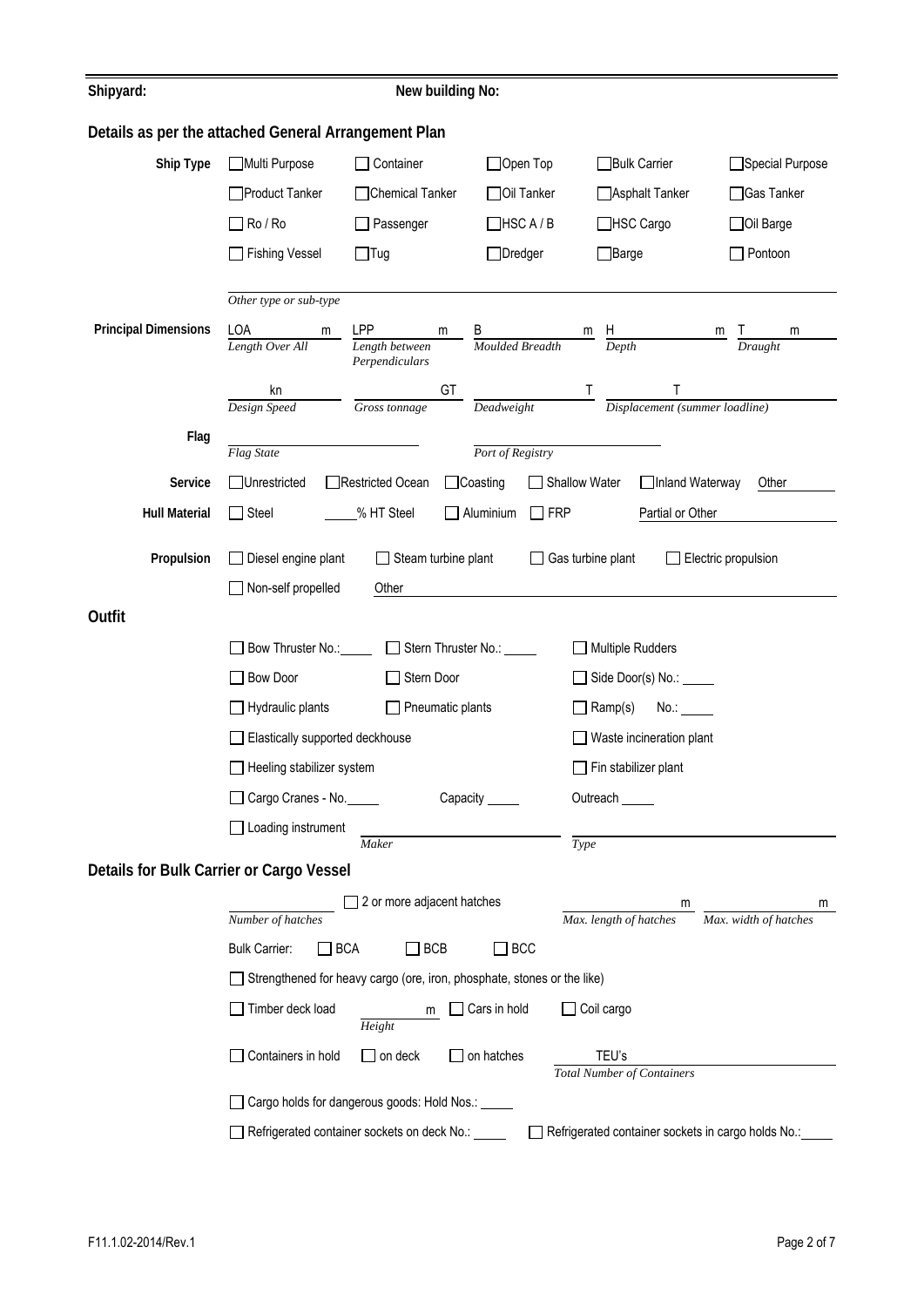**Shipyard:** **New building No:**

## Details as per the attached General Arrangement Plan

**Ship Type**

- ☐ Multi Purpose ☐ Container ☐ Open Top ☐ Bulk Carrier ☐ Special Purpose
- ☐ Product Tanker ☐ Chemical Tanker ☐ Oil Tanker ☐ Asphalt Tanker ☐ Gas Tanker
- ☐ Ro / Ro ☐ Passenger ☐ HSC A / B ☐ HSC Cargo ☐ Oil Barge
- ☐ Fishing Vessel ☐ Tug ☐ Dredger ☐ Barge ☐ Pontoon

*Other type or sub-type* \_\_\_\_\_\_\_\_\_\_

**Principal Dimensions**

| LOA m | LPP m | B m | H m | T m |
|---|---|---|---|---|
| *Length Over All* | *Length between Perpendiculars* | *Moulded Breadth* | *Depth* | *Draught* |

| kn | GT | T | T |
|---|---|---|---|
| *Design Speed* | *Gross tonnage* | *Deadweight* | *Displacement (summer loadline)* |

**Flag**

*Flag State* \_\_\_\_\_\_\_\_\_\_ *Port of Registry* \_\_\_\_\_\_\_\_\_\_

**Service** ☐ Unrestricted ☐ Restricted Ocean ☐ Coasting ☐ Shallow Water ☐ Inland Waterway Other \_\_\_\_\_

**Hull Material** ☐ Steel \_\_\_\_\_% HT Steel ☐ Aluminium ☐ FRP Partial or Other \_\_\_\_\_

**Propulsion** ☐ Diesel engine plant ☐ Steam turbine plant ☐ Gas turbine plant ☐ Electric propulsion

☐ Non-self propelled Other \_\_\_\_\_

## Outfit

- ☐ Bow Thruster No.: \_\_\_\_\_ ☐ Stern Thruster No.: \_\_\_\_\_ ☐ Multiple Rudders
- ☐ Bow Door ☐ Stern Door ☐ Side Door(s) No.: \_\_\_\_\_
- ☐ Hydraulic plants ☐ Pneumatic plants ☐ Ramp(s) No.: \_\_\_\_\_
- ☐ Elastically supported deckhouse ☐ Waste incineration plant
- ☐ Heeling stabilizer system ☐ Fin stabilizer plant
- ☐ Cargo Cranes - No. \_\_\_\_\_ Capacity \_\_\_\_\_ Outreach \_\_\_\_\_
- ☐ Loading instrument *Maker* \_\_\_\_\_\_\_\_\_\_ *Type* \_\_\_\_\_\_\_\_\_\_

## Details for Bulk Carrier or Cargo Vessel

*Number of hatches* \_\_\_\_\_ ☐ 2 or more adjacent hatches \_\_\_\_\_ m *Max. length of hatches* \_\_\_\_\_ m *Max. width of hatches*

Bulk Carrier: ☐ BCA ☐ BCB ☐ BCC

☐ Strengthened for heavy cargo (ore, iron, phosphate, stones or the like)

☐ Timber deck load \_\_\_\_\_ m *Height* ☐ Cars in hold ☐ Coil cargo

☐ Containers in hold ☐ on deck ☐ on hatches TEU's \_\_\_\_\_ *Total Number of Containers*

☐ Cargo holds for dangerous goods: Hold Nos.: \_\_\_\_\_

☐ Refrigerated container sockets on deck No.: \_\_\_\_\_ ☐ Refrigerated container sockets in cargo holds No.: \_\_\_\_\_

F11.1.02-2014/Rev.1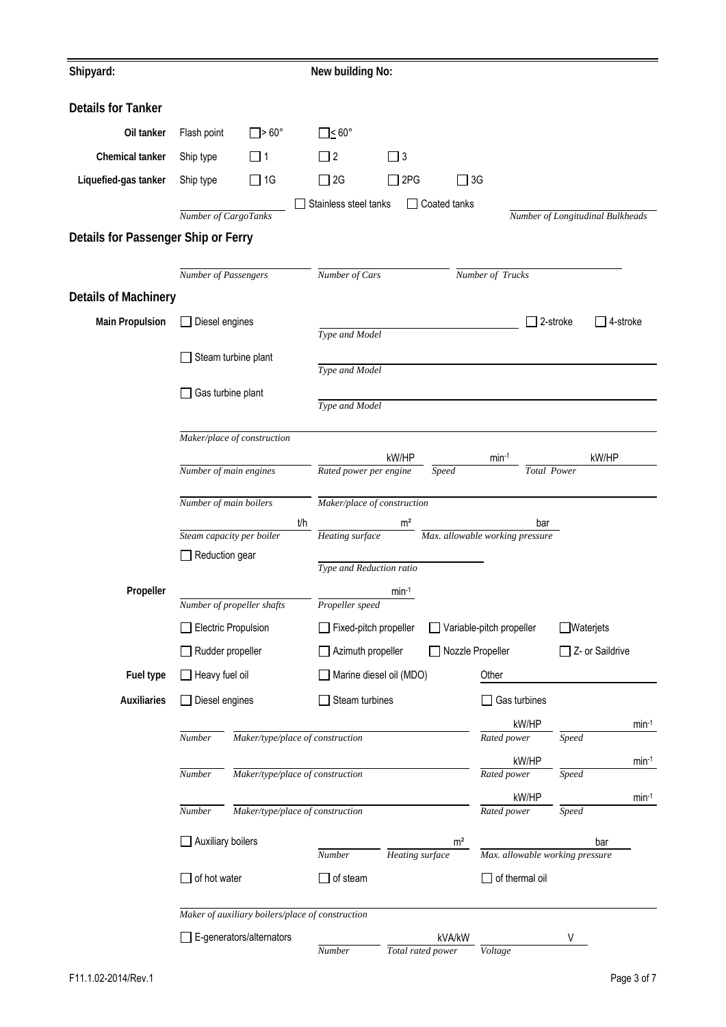**Shipyard:** New building No:

## Details for Tanker

**Oil tanker** Flash point ☐ > 60° ☐ ≤ 60°

**Chemical tanker** Ship type ☐ 1 ☐ 2 ☐ 3

**Liquefied-gas tanker** Ship type ☐ 1G ☐ 2G ☐ 2PG ☐ 3G

*Number of CargoTanks* ☐ Stainless steel tanks ☐ Coated tanks *Number of Longitudinal Bulkheads*

## Details for Passenger Ship or Ferry

*Number of Passengers* *Number of Cars* *Number of Trucks*

## Details of Machinery

**Main Propulsion**

☐ Diesel engines *Type and Model* ☐ 2-stroke ☐ 4-stroke

☐ Steam turbine plant *Type and Model*

☐ Gas turbine plant *Type and Model*

*Maker/place of construction*

*Number of main engines* *Rated power per engine* kW/HP *Speed* $min^{-1}$ *Total Power* kW/HP

*Number of main boilers* *Maker/place of construction*

*Steam capacity per boiler* t/h *Heating surface* m² *Max. allowable working pressure* bar

☐ Reduction gear *Type and Reduction ratio*

**Propeller** *Number of propeller shafts* *Propeller speed* $min^{-1}$

☐ Electric Propulsion ☐ Fixed-pitch propeller ☐ Variable-pitch propeller ☐ Waterjets

☐ Rudder propeller ☐ Azimuth propeller ☐ Nozzle Propeller ☐ Z- or Saildrive

**Fuel type** ☐ Heavy fuel oil ☐ Marine diesel oil (MDO) Other

**Auxiliaries** ☐ Diesel engines ☐ Steam turbines ☐ Gas turbines

*Number* *Maker/type/place of construction* *Rated power* kW/HP *Speed* $min^{-1}$

*Number* *Maker/type/place of construction* *Rated power* kW/HP *Speed* $min^{-1}$

*Number* *Maker/type/place of construction* *Rated power* kW/HP *Speed* $min^{-1}$

☐ Auxiliary boilers *Number* *Heating surface* m² *Max. allowable working pressure* bar

☐ of hot water ☐ of steam ☐ of thermal oil

*Maker of auxiliary boilers/place of construction*

☐ E-generators/alternators *Number* *Total rated power* kVA/kW *Voltage* V

F11.1.02-2014/Rev.1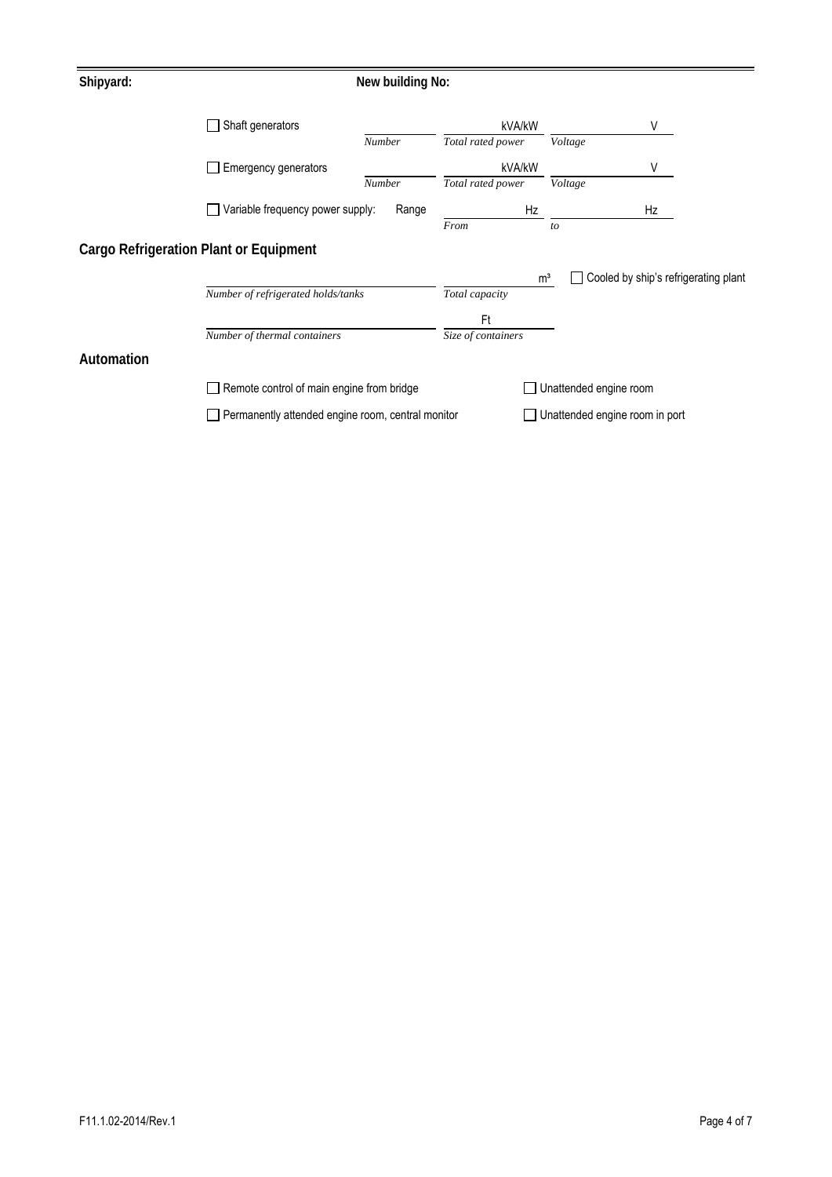**Shipyard:** **New building No:**

☐ Shaft generators ______ *Number* ______ kVA/kW *Total rated power* ______ V *Voltage*

☐ Emergency generators ______ *Number* ______ kVA/kW *Total rated power* ______ V *Voltage*

☐ Variable frequency power supply: Range ______ Hz *From* ______ Hz *to*

## Cargo Refrigeration Plant or Equipment

______ *Number of refrigerated holds/tanks* ______ m³ *Total capacity* ☐ Cooled by ship's refrigerating plant

______ *Number of thermal containers* ______ Ft *Size of containers*

## Automation

☐ Remote control of main engine from bridge ☐ Unattended engine room

☐ Permanently attended engine room, central monitor ☐ Unattended engine room in port

F11.1.02-2014/Rev.1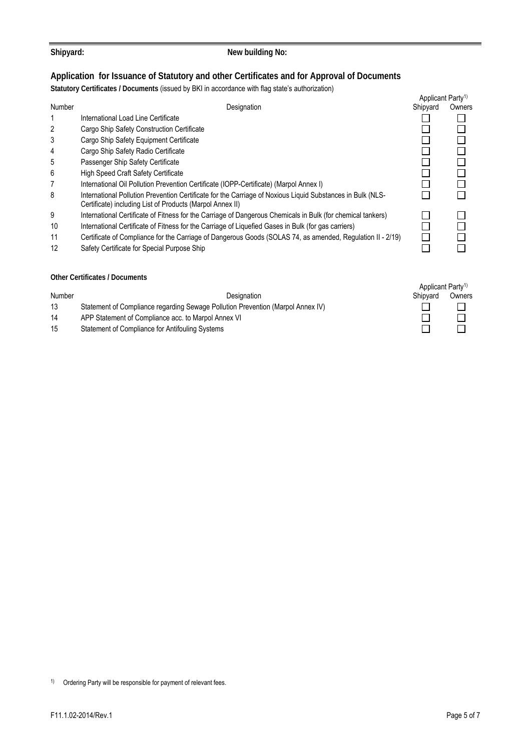**Shipyard:** **New building No:**

## Application for Issuance of Statutory and other Certificates and for Approval of Documents

**Statutory Certificates / Documents** (issued by BKI in accordance with flag state's authorization)

| Number | Designation | Applicant Party[1] Shipyard | Owners |
|---|---|---|---|
| 1 | International Load Line Certificate | ☐ | ☐ |
| 2 | Cargo Ship Safety Construction Certificate | ☐ | ☐ |
| 3 | Cargo Ship Safety Equipment Certificate | ☐ | ☐ |
| 4 | Cargo Ship Safety Radio Certificate | ☐ | ☐ |
| 5 | Passenger Ship Safety Certificate | ☐ | ☐ |
| 6 | High Speed Craft Safety Certificate | ☐ | ☐ |
| 7 | International Oil Pollution Prevention Certificate (IOPP-Certificate) (Marpol Annex I) | ☐ | ☐ |
| 8 | International Pollution Prevention Certificate for the Carriage of Noxious Liquid Substances in Bulk (NLS-Certificate) including List of Products (Marpol Annex II) | ☐ | ☐ |
| 9 | International Certificate of Fitness for the Carriage of Dangerous Chemicals in Bulk (for chemical tankers) | ☐ | ☐ |
| 10 | International Certificate of Fitness for the Carriage of Liquefied Gases in Bulk (for gas carriers) | ☐ | ☐ |
| 11 | Certificate of Compliance for the Carriage of Dangerous Goods (SOLAS 74, as amended, Regulation II - 2/19) | ☐ | ☐ |
| 12 | Safety Certificate for Special Purpose Ship | ☐ | ☐ |

**Other Certificates / Documents**

| Number | Designation | Applicant Party[1] Shipyard | Owners |
|---|---|---|---|
| 13 | Statement of Compliance regarding Sewage Pollution Prevention (Marpol Annex IV) | ☐ | ☐ |
| 14 | APP Statement of Compliance acc. to Marpol Annex VI | ☐ | ☐ |
| 15 | Statement of Compliance for Antifouling Systems | ☐ | ☐ |

[1] Ordering Party will be responsible for payment of relevant fees.

F11.1.02-2014/Rev.1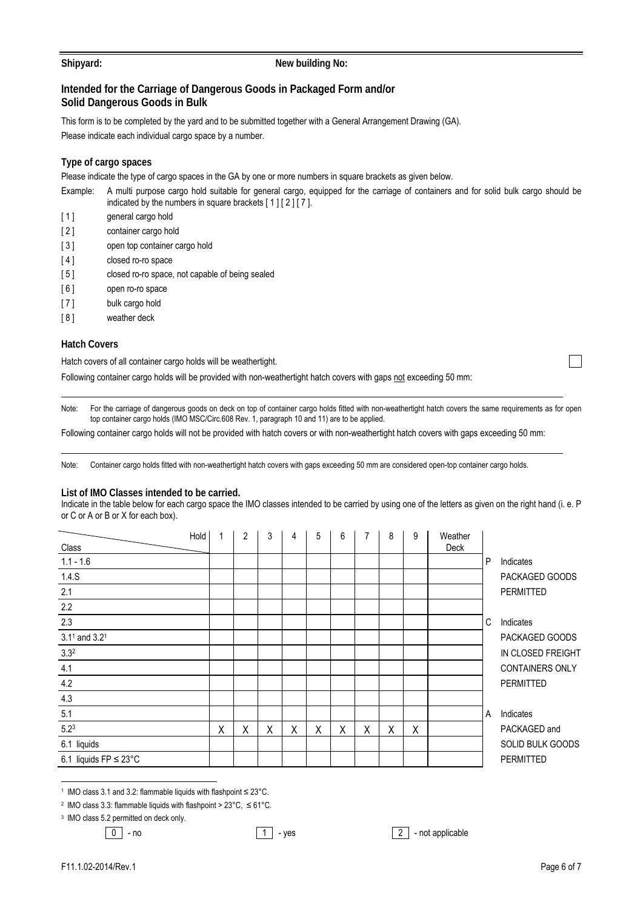**Shipyard:** **New building No:**

## Intended for the Carriage of Dangerous Goods in Packaged Form and/or Solid Dangerous Goods in Bulk

This form is to be completed by the yard and to be submitted together with a General Arrangement Drawing (GA).

Please indicate each individual cargo space by a number.

### Type of cargo spaces

Please indicate the type of cargo spaces in the GA by one or more numbers in square brackets as given below.

Example: A multi purpose cargo hold suitable for general cargo, equipped for the carriage of containers and for solid bulk cargo should be indicated by the numbers in square brackets [ 1 ] [ 2 ] [ 7 ].

- [ 1 ] general cargo hold
- [ 2 ] container cargo hold
- [ 3 ] open top container cargo hold
- [ 4 ] closed ro-ro space
- [ 5 ] closed ro-ro space, not capable of being sealed
- [ 6 ] open ro-ro space
- [ 7 ] bulk cargo hold
- [ 8 ] weather deck

### Hatch Covers

Hatch covers of all container cargo holds will be weathertight. ☐

Following container cargo holds will be provided with non-weathertight hatch covers with gaps not exceeding 50 mm:

Note: For the carriage of dangerous goods on deck on top of container cargo holds fitted with non-weathertight hatch covers the same requirements as for open top container cargo holds (IMO MSC/Circ.608 Rev. 1, paragraph 10 and 11) are to be applied.

Following container cargo holds will not be provided with hatch covers or with non-weathertight hatch covers with gaps exceeding 50 mm:

Note: Container cargo holds fitted with non-weathertight hatch covers with gaps exceeding 50 mm are considered open-top container cargo holds.

### List of IMO Classes intended to be carried.

Indicate in the table below for each cargo space the IMO classes intended to be carried by using one of the letters as given on the right hand (i. e. P or C or A or B or X for each box).

| Class \ Hold | 1 | 2 | 3 | 4 | 5 | 6 | 7 | 8 | 9 | Weather Deck |
|---|---|---|---|---|---|---|---|---|---|---|
| 1.1 - 1.6 | | | | | | | | | | |
| 1.4.S | | | | | | | | | | |
| 2.1 | | | | | | | | | | |
| 2.2 | | | | | | | | | | |
| 2.3 | | | | | | | | | | |
| 3.1[1] and 3.2[1] | | | | | | | | | | |
| 3.3[2] | | | | | | | | | | |
| 4.1 | | | | | | | | | | |
| 4.2 | | | | | | | | | | |
| 4.3 | | | | | | | | | | |
| 5.1 | | | | | | | | | | |
| 5.2[3] | X | X | X | X | X | X | X | X | X | |
| 6.1 liquids | | | | | | | | | | |
| 6.1 liquids FP ≤ 23°C | | | | | | | | | | |

P Indicates PACKAGED GOODS PERMITTED

C Indicates PACKAGED GOODS IN CLOSED FREIGHT CONTAINERS ONLY PERMITTED

A Indicates PACKAGED and SOLID BULK GOODS PERMITTED

[1] IMO class 3.1 and 3.2: flammable liquids with flashpoint ≤ 23°C.

[2] IMO class 3.3: flammable liquids with flashpoint > 23°C, ≤ 61°C.

[3] IMO class 5.2 permitted on deck only.

0 - no    1 - yes    2 - not applicable

F11.1.02-2014/Rev.1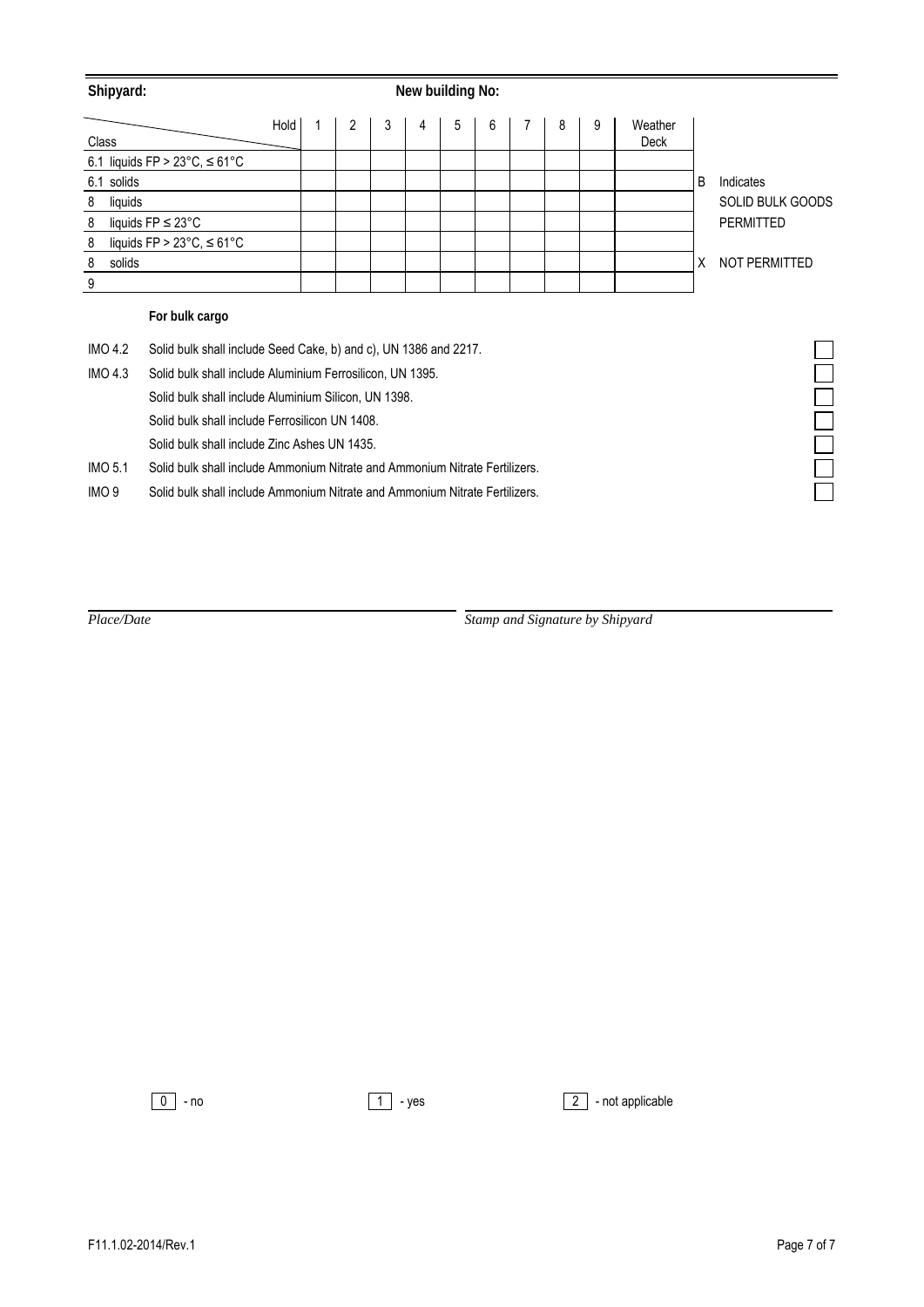**Shipyard:** **New building No:**

| Class \ Hold | 1 | 2 | 3 | 4 | 5 | 6 | 7 | 8 | 9 | Weather Deck |
|---|---|---|---|---|---|---|---|---|---|---|
| 6.1 liquids FP > 23°C, ≤ 61°C | | | | | | | | | | |
| 6.1 solids | | | | | | | | | | |
| 8 liquids | | | | | | | | | | |
| 8 liquids FP ≤ 23°C | | | | | | | | | | |
| 8 liquids FP > 23°C, ≤ 61°C | | | | | | | | | | |
| 8 solids | | | | | | | | | | |
| 9 | | | | | | | | | | |

B Indicates SOLID BULK GOODS PERMITTED

X NOT PERMITTED

**For bulk cargo**

| | | |
|---|---|---|
| IMO 4.2 | Solid bulk shall include Seed Cake, b) and c), UN 1386 and 2217. | ☐ |
| IMO 4.3 | Solid bulk shall include Aluminium Ferrosilicon, UN 1395. | ☐ |
| | Solid bulk shall include Aluminium Silicon, UN 1398. | ☐ |
| | Solid bulk shall include Ferrosilicon UN 1408. | ☐ |
| | Solid bulk shall include Zinc Ashes UN 1435. | ☐ |
| IMO 5.1 | Solid bulk shall include Ammonium Nitrate and Ammonium Nitrate Fertilizers. | ☐ |
| IMO 9 | Solid bulk shall include Ammonium Nitrate and Ammonium Nitrate Fertilizers. | ☐ |

*Place/Date* *Stamp and Signature by Shipyard*

0 - no 1 - yes 2 - not applicable

F11.1.02-2014/Rev.1